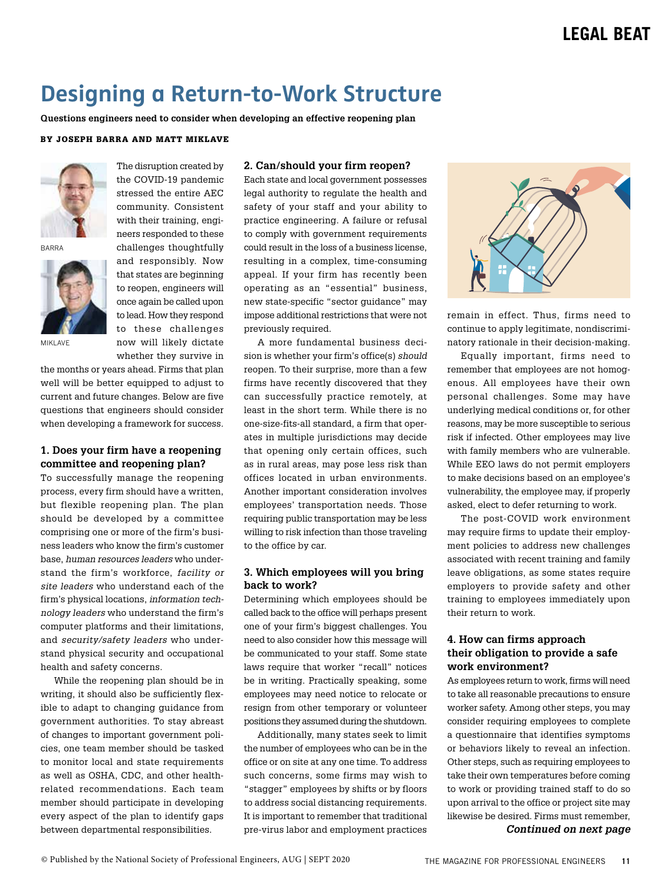# Designing a Return-to-Work Structure

**Questions engineers need to consider when developing an effective reopening plan**

**BY JOSEPH BARRA AND MATT MIKLAVE**

BARRA

MIKLAVE

The disruption created by the COVID-19 pandemic stressed the entire AEC community. Consistent with their training, engineers responded to these challenges thoughtfully and responsibly. Now that states are beginning to reopen, engineers will once again be called upon to lead. How they respond to these challenges now will likely dictate whether they survive in the months or years ahead. Firms that plan well will be better equipped to adjust to current and future changes. Below are five questions that engineers should consider when developing a framework for success.

### 1. Does your firm have a reopening committee and reopening plan?

To successfully manage the reopening process, every firm should have a written, but flexible reopening plan. The plan should be developed by a committee comprising one or more of the firm's business leaders who know the firm's customer base, *human resources leaders* who understand the firm's workforce, *facility or site leaders* who understand each of the firm's physical locations, *information technology leaders* who understand the firm's computer platforms and their limitations, and *security/safety leaders* who understand physical security and occupational health and safety concerns.

While the reopening plan should be in writing, it should also be sufficiently flexible to adapt to changing guidance from government authorities. To stay abreast of changes to important government policies, one team member should be tasked to monitor local and state requirements as well as OSHA, CDC, and other health-related recommendations. Each team member should participate in developing every aspect of the plan to identify gaps between departmental responsibilities.

### 2. Can/should your firm reopen?

Each state and local government possesses legal authority to regulate the health and safety of your staff and your ability to practice engineering. A failure or refusal to comply with government requirements could result in the loss of a business license, resulting in a complex, time-consuming appeal. If your firm has recently been operating as an "essential" business, new state-specific "sector guidance" may impose additional restrictions that were not previously required.

A more fundamental business decision is whether your firm's office(s) *should* reopen. To their surprise, more than a few firms have recently discovered that they can successfully practice remotely, at least in the short term. While there is no one-size-fits-all standard, a firm that operates in multiple jurisdictions may decide that opening only certain offices, such as in rural areas, may pose less risk than offices located in urban environments. Another important consideration involves employees' transportation needs. Those requiring public transportation may be less willing to risk infection than those traveling to the office by car.

### 3. Which employees will you bring back to work?

Determining which employees should be called back to the office will perhaps present one of your firm's biggest challenges. You need to also consider how this message will be communicated to your staff. Some state laws require that worker "recall" notices be in writing. Practically speaking, some employees may need notice to relocate or resign from other temporary or volunteer positions they assumed during the shutdown.

Additionally, many states seek to limit the number of employees who can be in the office or on site at any one time. To address such concerns, some firms may wish to "stagger" employees by shifts or by floors to address social distancing requirements. It is important to remember that traditional pre-virus labor and employment practices remain in effect. Thus, firms need to continue to apply legitimate, nondiscriminatory rationale in their decision-making.

Equally important, firms need to remember that employees are not homogenous. All employees have their own personal challenges. Some may have underlying medical conditions or, for other reasons, may be more susceptible to serious risk if infected. Other employees may live with family members who are vulnerable. While EEO laws do not permit employers to make decisions based on an employee's vulnerability, the employee may, if properly asked, elect to defer returning to work.

The post-COVID work environment may require firms to update their employment policies to address new challenges associated with recent training and family leave obligations, as some states require employers to provide safety and other training to employees immediately upon their return to work.

### 4. How can firms approach their obligation to provide a safe work environment?

As employees return to work, firms will need to take all reasonable precautions to ensure worker safety. Among other steps, you may consider requiring employees to complete a questionnaire that identifies symptoms or behaviors likely to reveal an infection. Other steps, such as requiring employees to take their own temperatures before coming to work or providing trained staff to do so upon arrival to the office or project site may likewise be desired. Firms must remember,

***Continued on next page***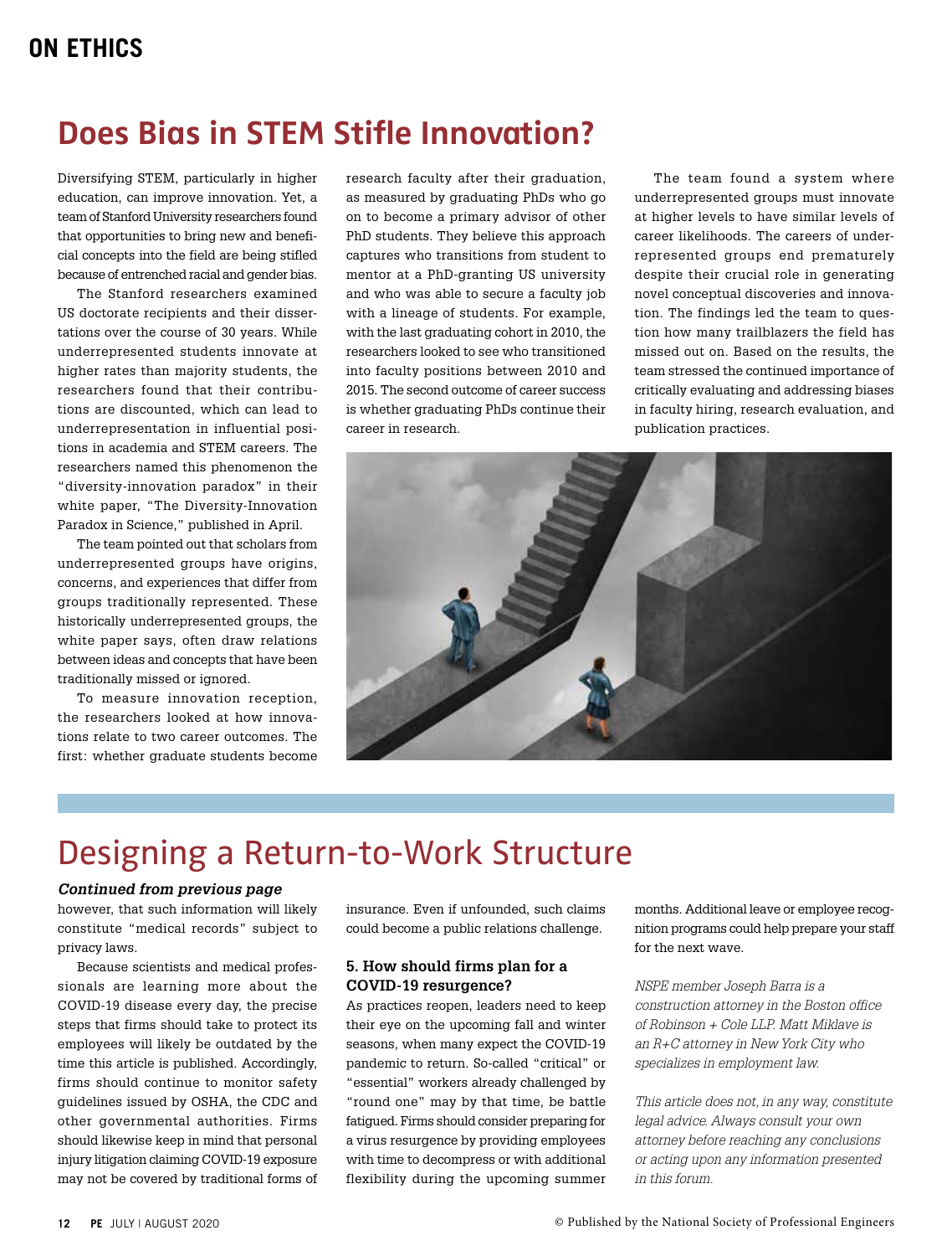## ON ETHICS

# Does Bias in STEM Stifle Innovation?

Diversifying STEM, particularly in higher education, can improve innovation. Yet, a team of Stanford University researchers found that opportunities to bring new and beneficial concepts into the field are being stifled because of entrenched racial and gender bias.

The Stanford researchers examined US doctorate recipients and their dissertations over the course of 30 years. While underrepresented students innovate at higher rates than majority students, the researchers found that their contributions are discounted, which can lead to underrepresentation in influential positions in academia and STEM careers. The researchers named this phenomenon the "diversity-innovation paradox" in their white paper, "The Diversity-Innovation Paradox in Science," published in April.

The team pointed out that scholars from underrepresented groups have origins, concerns, and experiences that differ from groups traditionally represented. These historically underrepresented groups, the white paper says, often draw relations between ideas and concepts that have been traditionally missed or ignored.

To measure innovation reception, the researchers looked at how innovations relate to two career outcomes. The first: whether graduate students become research faculty after their graduation, as measured by graduating PhDs who go on to become a primary advisor of other PhD students. They believe this approach captures who transitions from student to mentor at a PhD-granting US university and who was able to secure a faculty job with a lineage of students. For example, with the last graduating cohort in 2010, the researchers looked to see who transitioned into faculty positions between 2010 and 2015. The second outcome of career success is whether graduating PhDs continue their career in research.

The team found a system where underrepresented groups must innovate at higher levels to have similar levels of career likelihoods. The careers of underrepresented groups end prematurely despite their crucial role in generating novel conceptual discoveries and innovation. The findings led the team to question how many trailblazers the field has missed out on. Based on the results, the team stressed the continued importance of critically evaluating and addressing biases in faculty hiring, research evaluation, and publication practices.

# Designing a Return-to-Work Structure

***Continued from previous page***

however, that such information will likely constitute "medical records" subject to privacy laws.

Because scientists and medical professionals are learning more about the COVID-19 disease every day, the precise steps that firms should take to protect its employees will likely be outdated by the time this article is published. Accordingly, firms should continue to monitor safety guidelines issued by OSHA, the CDC and other governmental authorities. Firms should likewise keep in mind that personal injury litigation claiming COVID-19 exposure may not be covered by traditional forms of insurance. Even if unfounded, such claims could become a public relations challenge.

### 5. How should firms plan for a COVID-19 resurgence?

As practices reopen, leaders need to keep their eye on the upcoming fall and winter seasons, when many expect the COVID-19 pandemic to return. So-called "critical" or "essential" workers already challenged by "round one" may by that time, be battle fatigued. Firms should consider preparing for a virus resurgence by providing employees with time to decompress or with additional flexibility during the upcoming summer months. Additional leave or employee recognition programs could help prepare your staff for the next wave.

*NSPE member Joseph Barra is a construction attorney in the Boston office of Robinson + Cole LLP. Matt Miklave is an R+C attorney in New York City who specializes in employment law.*

*This article does not, in any way, constitute legal advice. Always consult your own attorney before reaching any conclusions or acting upon any information presented in this forum.*

© Published by the National Society of Professional Engineers